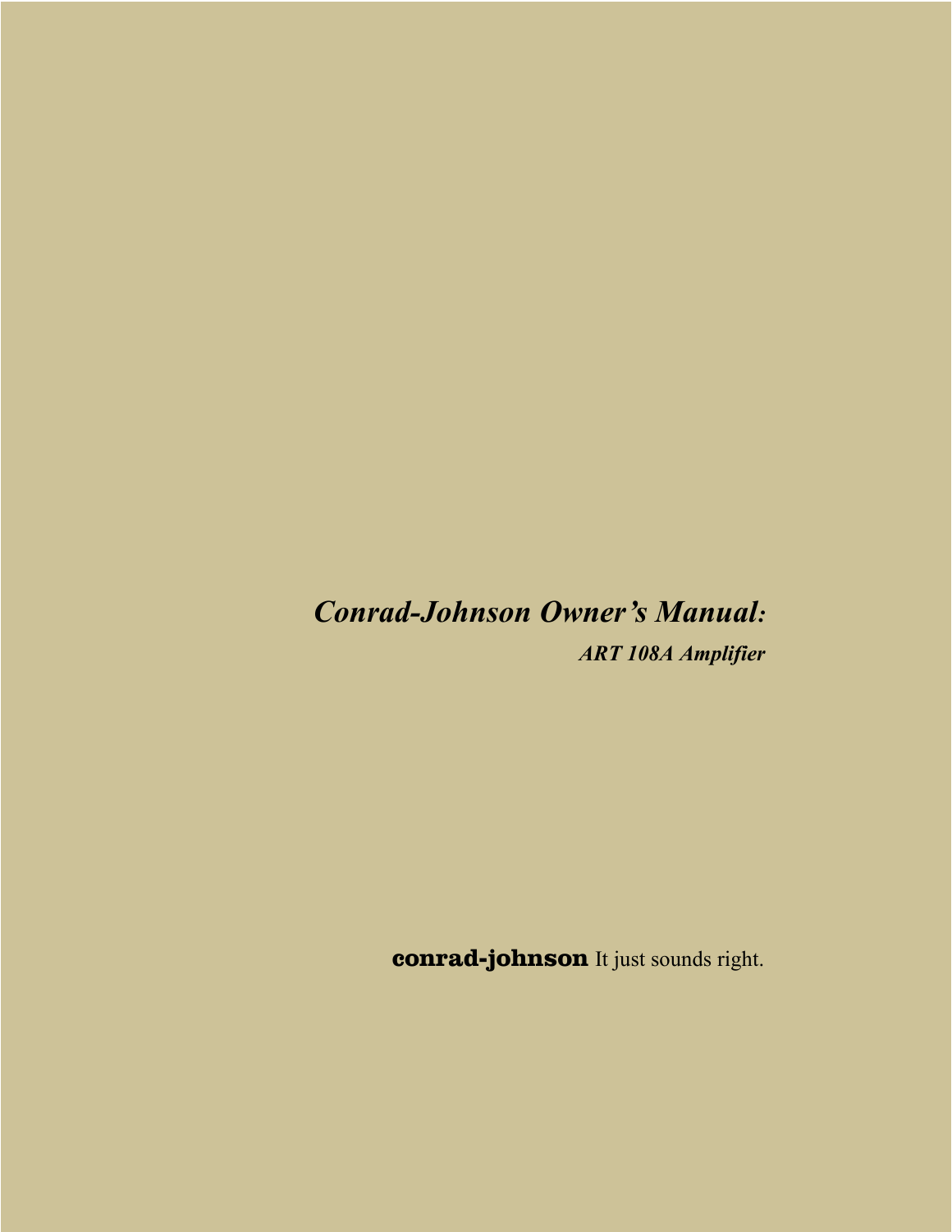# *Conrad-Johnson Owner's Manual:*

## *ART 108A Amplifier*

**conrad-johnson** It just sounds right.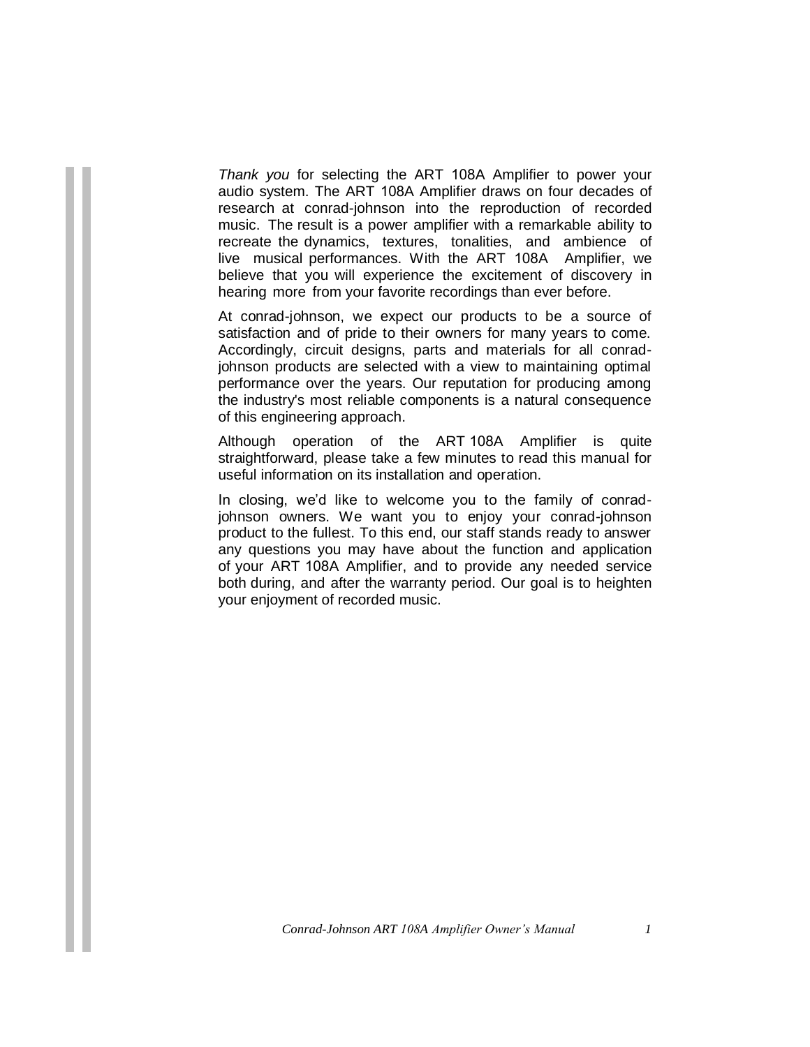*Thank you* for selecting the ART 108A Amplifier to power your audio system. The ART 108A Amplifier draws on four decades of research at conrad-johnson into the reproduction of recorded music. The result is a power amplifier with a remarkable ability to recreate the dynamics, textures, tonalities, and ambience of live musical performances. With the ART 108A Amplifier, we believe that you will experience the excitement of discovery in hearing more from your favorite recordings than ever before.

At conrad-johnson, we expect our products to be a source of satisfaction and of pride to their owners for many years to come. Accordingly, circuit designs, parts and materials for all conrad-johnson products are selected with a view to maintaining optimal performance over the years. Our reputation for producing among the industry's most reliable components is a natural consequence of this engineering approach.

Although operation of the ART 108A Amplifier is quite straightforward, please take a few minutes to read this manual for useful information on its installation and operation.

In closing, we'd like to welcome you to the family of conrad-johnson owners. We want you to enjoy your conrad-johnson product to the fullest. To this end, our staff stands ready to answer any questions you may have about the function and application of your ART 108A Amplifier, and to provide any needed service both during, and after the warranty period. Our goal is to heighten your enjoyment of recorded music.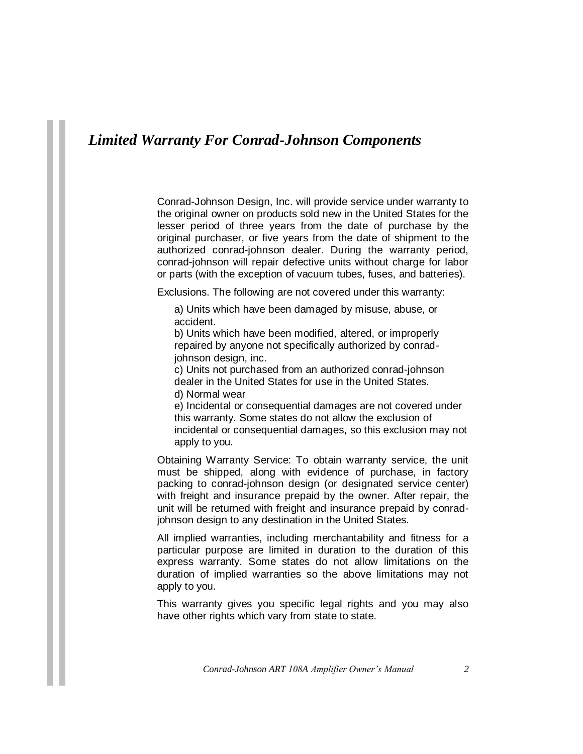# *Limited Warranty For Conrad-Johnson Components*

Conrad-Johnson Design, Inc. will provide service under warranty to the original owner on products sold new in the United States for the lesser period of three years from the date of purchase by the original purchaser, or five years from the date of shipment to the authorized conrad-johnson dealer. During the warranty period, conrad-johnson will repair defective units without charge for labor or parts (with the exception of vacuum tubes, fuses, and batteries).

Exclusions. The following are not covered under this warranty:

a) Units which have been damaged by misuse, abuse, or accident.
b) Units which have been modified, altered, or improperly repaired by anyone not specifically authorized by conrad-johnson design, inc.
c) Units not purchased from an authorized conrad-johnson dealer in the United States for use in the United States.
d) Normal wear
e) Incidental or consequential damages are not covered under this warranty. Some states do not allow the exclusion of incidental or consequential damages, so this exclusion may not apply to you.

Obtaining Warranty Service: To obtain warranty service, the unit must be shipped, along with evidence of purchase, in factory packing to conrad-johnson design (or designated service center) with freight and insurance prepaid by the owner. After repair, the unit will be returned with freight and insurance prepaid by conrad-johnson design to any destination in the United States.

All implied warranties, including merchantability and fitness for a particular purpose are limited in duration to the duration of this express warranty. Some states do not allow limitations on the duration of implied warranties so the above limitations may not apply to you.

This warranty gives you specific legal rights and you may also have other rights which vary from state to state.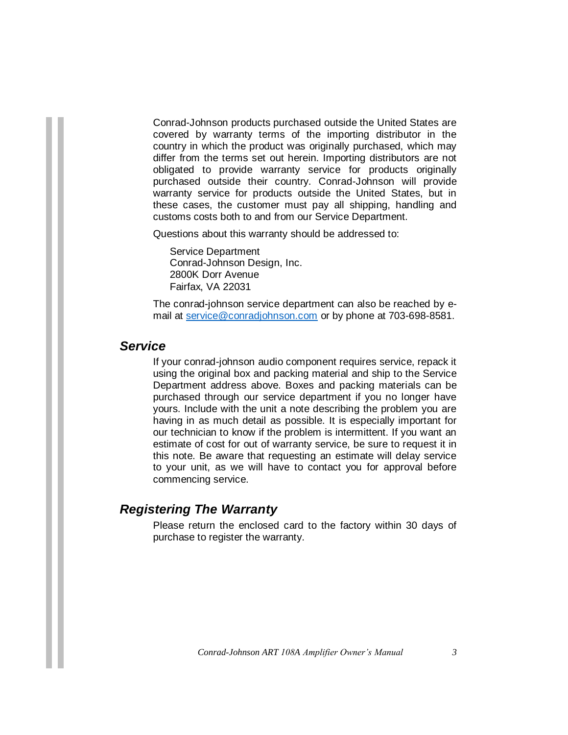Conrad-Johnson products purchased outside the United States are covered by warranty terms of the importing distributor in the country in which the product was originally purchased, which may differ from the terms set out herein. Importing distributors are not obligated to provide warranty service for products originally purchased outside their country. Conrad-Johnson will provide warranty service for products outside the United States, but in these cases, the customer must pay all shipping, handling and customs costs both to and from our Service Department.

Questions about this warranty should be addressed to:

Service Department
Conrad-Johnson Design, Inc.
2800K Dorr Avenue
Fairfax, VA 22031

The conrad-johnson service department can also be reached by e-mail at service@conradjohnson.com or by phone at 703-698-8581.

## *Service*

If your conrad-johnson audio component requires service, repack it using the original box and packing material and ship to the Service Department address above. Boxes and packing materials can be purchased through our service department if you no longer have yours. Include with the unit a note describing the problem you are having in as much detail as possible. It is especially important for our technician to know if the problem is intermittent. If you want an estimate of cost for out of warranty service, be sure to request it in this note. Be aware that requesting an estimate will delay service to your unit, as we will have to contact you for approval before commencing service.

## *Registering The Warranty*

Please return the enclosed card to the factory within 30 days of purchase to register the warranty.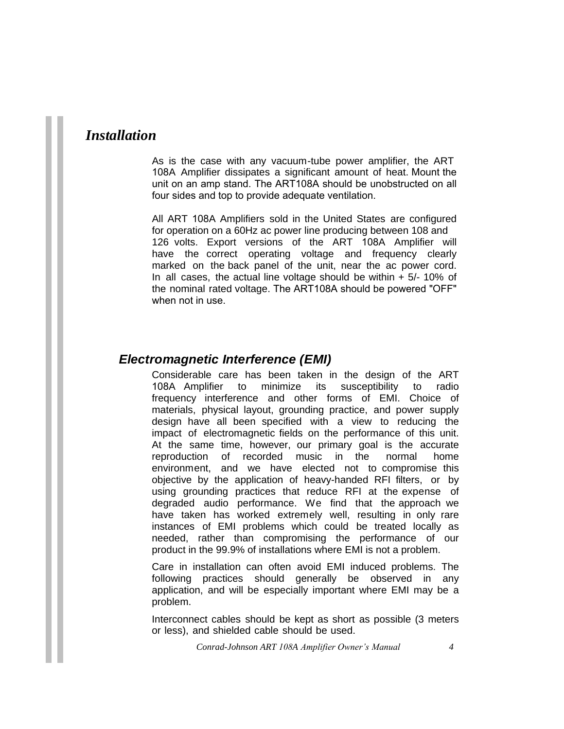## *Installation*

As is the case with any vacuum-tube power amplifier, the ART 108A Amplifier dissipates a significant amount of heat. Mount the unit on an amp stand. The ART108A should be unobstructed on all four sides and top to provide adequate ventilation.

All ART 108A Amplifiers sold in the United States are configured for operation on a 60Hz ac power line producing between 108 and 126 volts. Export versions of the ART 108A Amplifier will have the correct operating voltage and frequency clearly marked on the back panel of the unit, near the ac power cord. In all cases, the actual line voltage should be within + 5/- 10% of the nominal rated voltage. The ART108A should be powered "OFF" when not in use.

### *Electromagnetic Interference (EMI)*

Considerable care has been taken in the design of the ART 108A Amplifier to minimize its susceptibility to radio frequency interference and other forms of EMI. Choice of materials, physical layout, grounding practice, and power supply design have all been specified with a view to reducing the impact of electromagnetic fields on the performance of this unit. At the same time, however, our primary goal is the accurate reproduction of recorded music in the normal home environment, and we have elected not to compromise this objective by the application of heavy-handed RFI filters, or by using grounding practices that reduce RFI at the expense of degraded audio performance. We find that the approach we have taken has worked extremely well, resulting in only rare instances of EMI problems which could be treated locally as needed, rather than compromising the performance of our product in the 99.9% of installations where EMI is not a problem.

Care in installation can often avoid EMI induced problems. The following practices should generally be observed in any application, and will be especially important where EMI may be a problem.

Interconnect cables should be kept as short as possible (3 meters or less), and shielded cable should be used.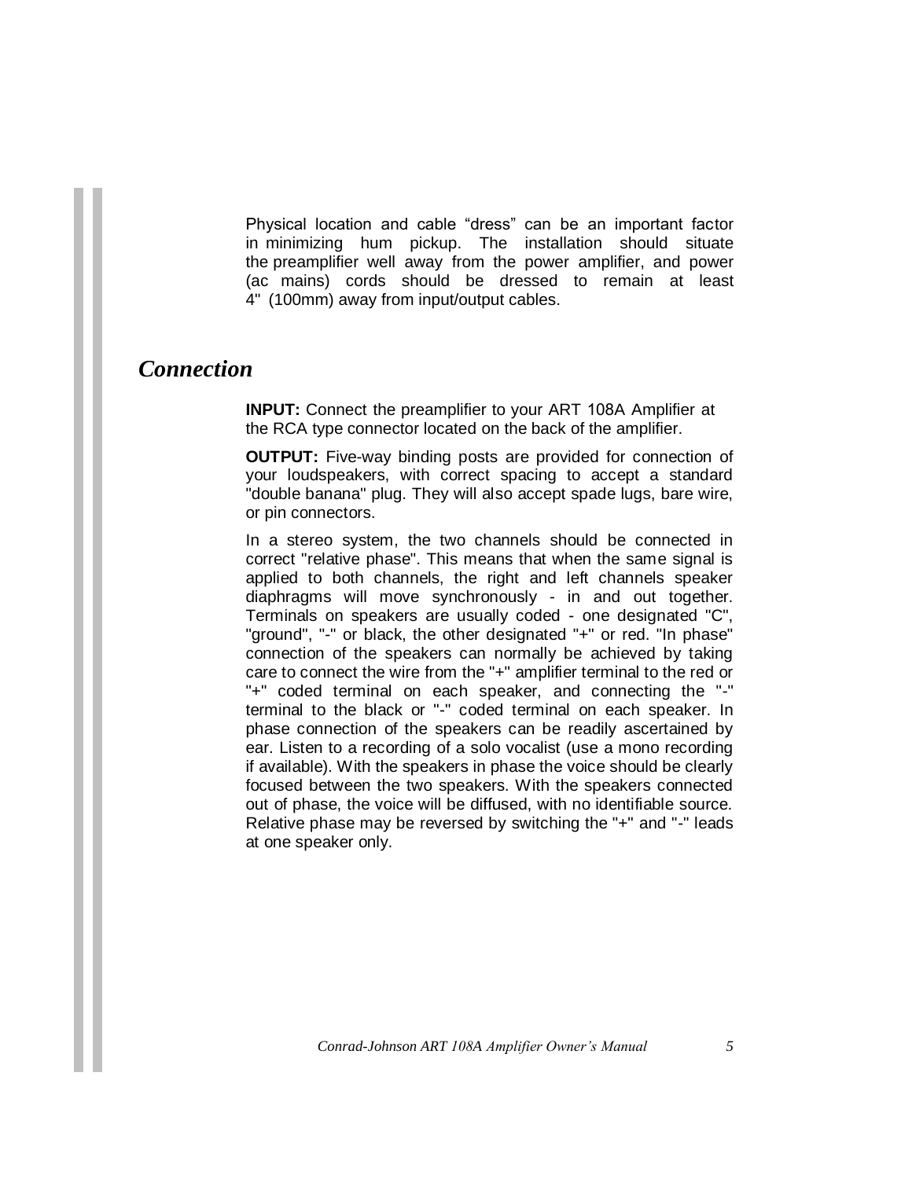Physical location and cable “dress” can be an important factor in minimizing hum pickup. The installation should situate the preamplifier well away from the power amplifier, and power (ac mains) cords should be dressed to remain at least 4" (100mm) away from input/output cables.

## *Connection*

**INPUT:** Connect the preamplifier to your ART 108A Amplifier at the RCA type connector located on the back of the amplifier.

**OUTPUT:** Five-way binding posts are provided for connection of your loudspeakers, with correct spacing to accept a standard "double banana" plug. They will also accept spade lugs, bare wire, or pin connectors.

In a stereo system, the two channels should be connected in correct "relative phase". This means that when the same signal is applied to both channels, the right and left channels speaker diaphragms will move synchronously - in and out together. Terminals on speakers are usually coded - one designated "C", "ground", "-" or black, the other designated "+" or red. "In phase" connection of the speakers can normally be achieved by taking care to connect the wire from the "+" amplifier terminal to the red or "+" coded terminal on each speaker, and connecting the "-" terminal to the black or "-" coded terminal on each speaker. In phase connection of the speakers can be readily ascertained by ear. Listen to a recording of a solo vocalist (use a mono recording if available). With the speakers in phase the voice should be clearly focused between the two speakers. With the speakers connected out of phase, the voice will be diffused, with no identifiable source. Relative phase may be reversed by switching the "+" and "-" leads at one speaker only.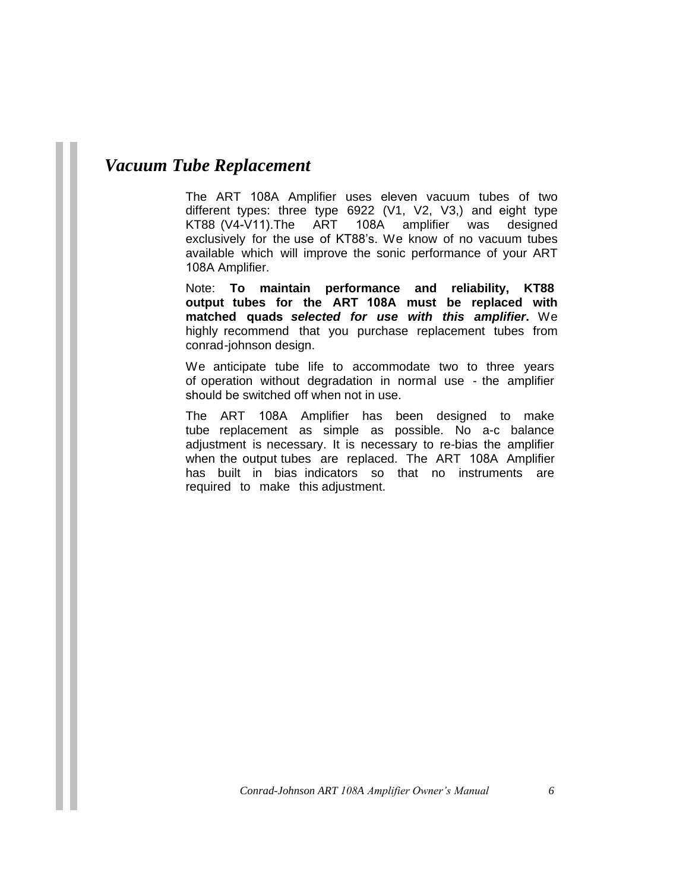## *Vacuum Tube Replacement*

The ART 108A Amplifier uses eleven vacuum tubes of two different types: three type 6922 (V1, V2, V3,) and eight type KT88 (V4-V11).The ART 108A amplifier was designed exclusively for the use of KT88's. We know of no vacuum tubes available which will improve the sonic performance of your ART 108A Amplifier.

Note: **To maintain performance and reliability, KT88 output tubes for the ART 108A must be replaced with matched quads *selected for use with this amplifier*.** We highly recommend that you purchase replacement tubes from conrad-johnson design.

We anticipate tube life to accommodate two to three years of operation without degradation in normal use - the amplifier should be switched off when not in use.

The ART 108A Amplifier has been designed to make tube replacement as simple as possible. No a-c balance adjustment is necessary. It is necessary to re-bias the amplifier when the output tubes are replaced. The ART 108A Amplifier has built in bias indicators so that no instruments are required to make this adjustment.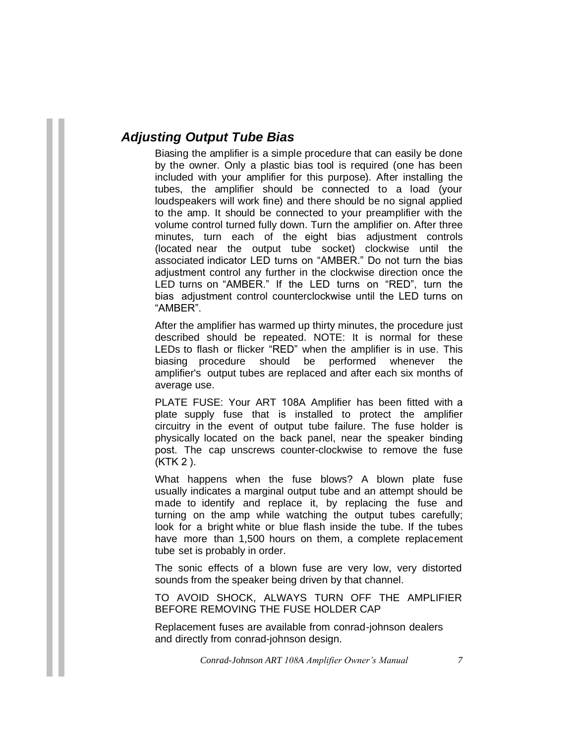## *Adjusting Output Tube Bias*

Biasing the amplifier is a simple procedure that can easily be done by the owner. Only a plastic bias tool is required (one has been included with your amplifier for this purpose). After installing the tubes, the amplifier should be connected to a load (your loudspeakers will work fine) and there should be no signal applied to the amp. It should be connected to your preamplifier with the volume control turned fully down. Turn the amplifier on. After three minutes, turn each of the eight bias adjustment controls (located near the output tube socket) clockwise until the associated indicator LED turns on "AMBER." Do not turn the bias adjustment control any further in the clockwise direction once the LED turns on "AMBER." If the LED turns on "RED", turn the bias adjustment control counterclockwise until the LED turns on "AMBER".

After the amplifier has warmed up thirty minutes, the procedure just described should be repeated. NOTE: It is normal for these LEDs to flash or flicker "RED" when the amplifier is in use. This biasing procedure should be performed whenever the amplifier's output tubes are replaced and after each six months of average use.

PLATE FUSE: Your ART 108A Amplifier has been fitted with a plate supply fuse that is installed to protect the amplifier circuitry in the event of output tube failure. The fuse holder is physically located on the back panel, near the speaker binding post. The cap unscrews counter-clockwise to remove the fuse (KTK 2 ).

What happens when the fuse blows? A blown plate fuse usually indicates a marginal output tube and an attempt should be made to identify and replace it, by replacing the fuse and turning on the amp while watching the output tubes carefully; look for a bright white or blue flash inside the tube. If the tubes have more than 1,500 hours on them, a complete replacement tube set is probably in order.

The sonic effects of a blown fuse are very low, very distorted sounds from the speaker being driven by that channel.

TO AVOID SHOCK, ALWAYS TURN OFF THE AMPLIFIER BEFORE REMOVING THE FUSE HOLDER CAP

Replacement fuses are available from conrad-johnson dealers and directly from conrad-johnson design.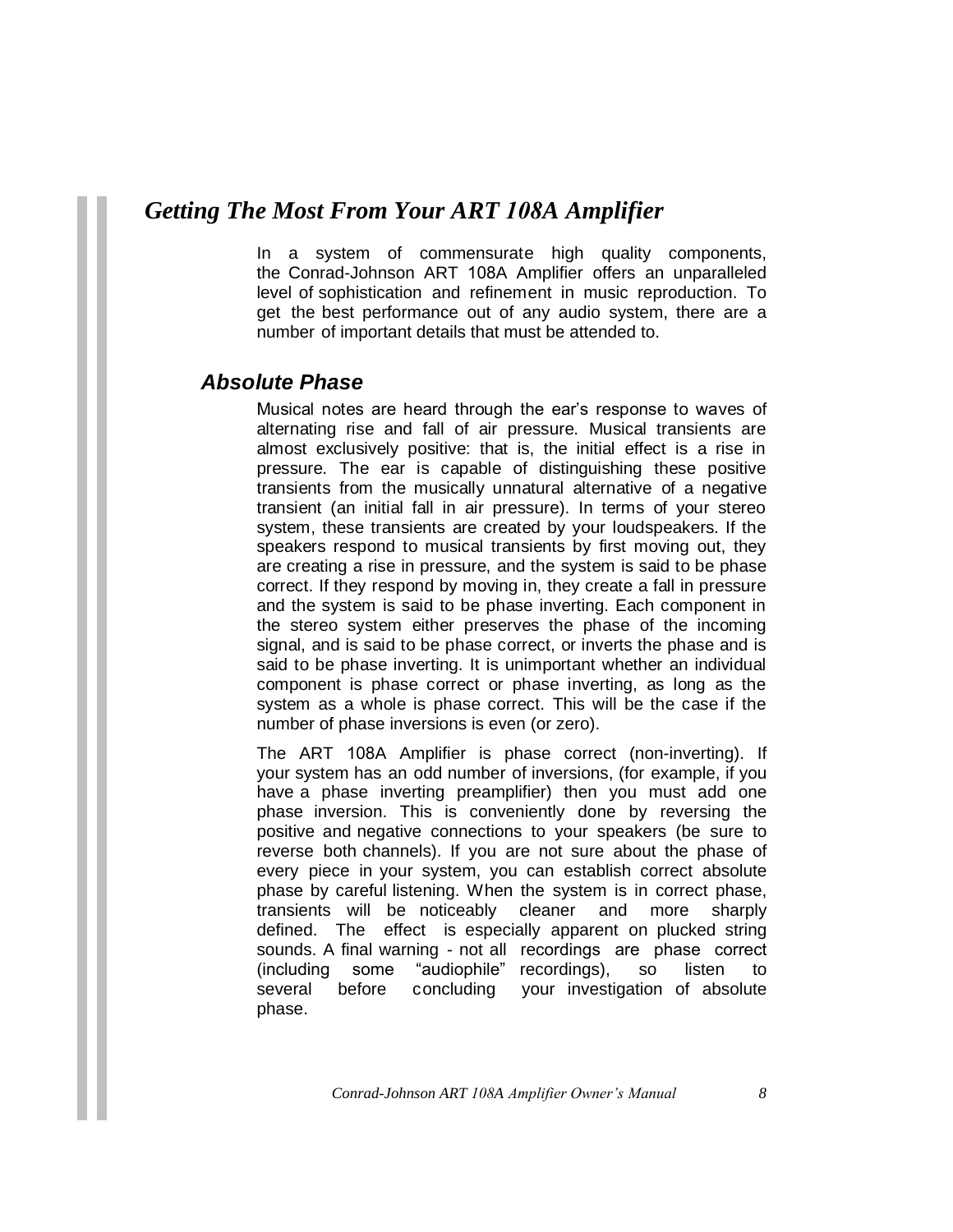# *Getting The Most From Your ART 108A Amplifier*

In a system of commensurate high quality components, the Conrad-Johnson ART 108A Amplifier offers an unparalleled level of sophistication and refinement in music reproduction. To get the best performance out of any audio system, there are a number of important details that must be attended to.

## *Absolute Phase*

Musical notes are heard through the ear's response to waves of alternating rise and fall of air pressure. Musical transients are almost exclusively positive: that is, the initial effect is a rise in pressure. The ear is capable of distinguishing these positive transients from the musically unnatural alternative of a negative transient (an initial fall in air pressure). In terms of your stereo system, these transients are created by your loudspeakers. If the speakers respond to musical transients by first moving out, they are creating a rise in pressure, and the system is said to be phase correct. If they respond by moving in, they create a fall in pressure and the system is said to be phase inverting. Each component in the stereo system either preserves the phase of the incoming signal, and is said to be phase correct, or inverts the phase and is said to be phase inverting. It is unimportant whether an individual component is phase correct or phase inverting, as long as the system as a whole is phase correct. This will be the case if the number of phase inversions is even (or zero).

The ART 108A Amplifier is phase correct (non-inverting). If your system has an odd number of inversions, (for example, if you have a phase inverting preamplifier) then you must add one phase inversion. This is conveniently done by reversing the positive and negative connections to your speakers (be sure to reverse both channels). If you are not sure about the phase of every piece in your system, you can establish correct absolute phase by careful listening. When the system is in correct phase, transients will be noticeably cleaner and more sharply defined. The effect is especially apparent on plucked string sounds. A final warning - not all recordings are phase correct (including some "audiophile" recordings), so listen to several before concluding your investigation of absolute phase.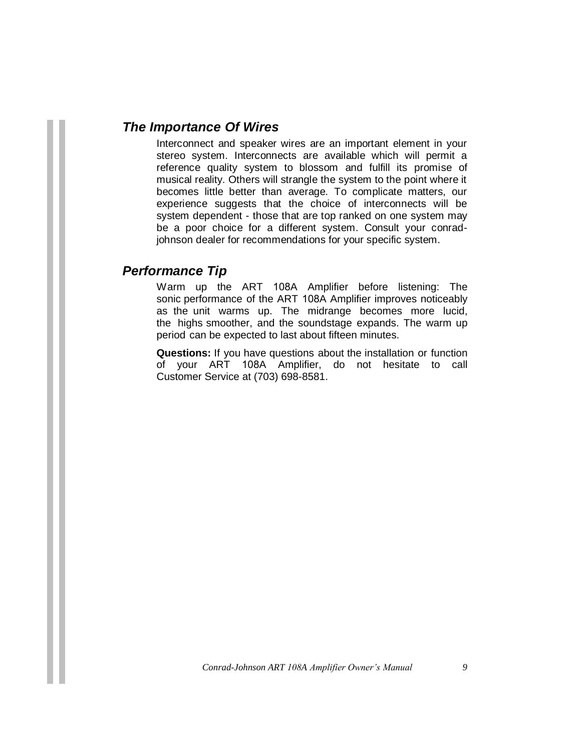## *The Importance Of Wires*

Interconnect and speaker wires are an important element in your stereo system. Interconnects are available which will permit a reference quality system to blossom and fulfill its promise of musical reality. Others will strangle the system to the point where it becomes little better than average. To complicate matters, our experience suggests that the choice of interconnects will be system dependent - those that are top ranked on one system may be a poor choice for a different system. Consult your conrad-johnson dealer for recommendations for your specific system.

## *Performance Tip*

Warm up the ART 108A Amplifier before listening: The sonic performance of the ART 108A Amplifier improves noticeably as the unit warms up. The midrange becomes more lucid, the highs smoother, and the soundstage expands. The warm up period can be expected to last about fifteen minutes.

**Questions:** If you have questions about the installation or function of your ART 108A Amplifier, do not hesitate to call Customer Service at (703) 698-8581.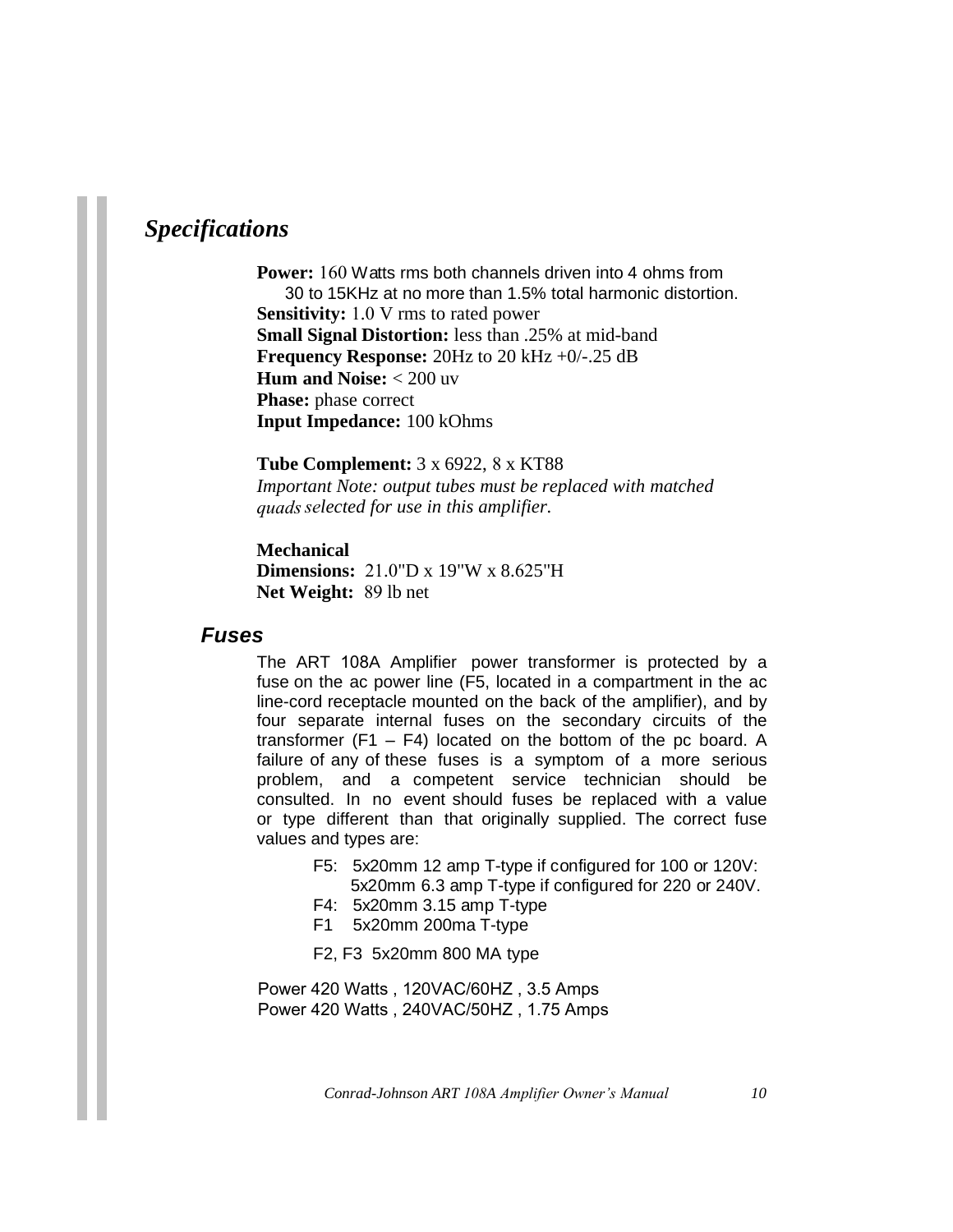## *Specifications*

**Power:** 160 Watts rms both channels driven into 4 ohms from 30 to 15KHz at no more than 1.5% total harmonic distortion.
**Sensitivity:** 1.0 V rms to rated power
**Small Signal Distortion:** less than .25% at mid-band
**Frequency Response:** 20Hz to 20 kHz +0/-.25 dB
**Hum and Noise:** < 200 uv
**Phase:** phase correct
**Input Impedance:** 100 kOhms

**Tube Complement:** 3 x 6922, 8 x KT88
*Important Note: output tubes must be replaced with matched quads selected for use in this amplifier.*

**Mechanical**
**Dimensions:** 21.0"D x 19"W x 8.625"H
**Net Weight:** 89 lb net

### ***Fuses***

The ART 108A Amplifier power transformer is protected by a fuse on the ac power line (F5, located in a compartment in the ac line-cord receptacle mounted on the back of the amplifier), and by four separate internal fuses on the secondary circuits of the transformer (F1 – F4) located on the bottom of the pc board. A failure of any of these fuses is a symptom of a more serious problem, and a competent service technician should be consulted. In no event should fuses be replaced with a value or type different than that originally supplied. The correct fuse values and types are:

F5: 5x20mm 12 amp T-type if configured for 100 or 120V:
5x20mm 6.3 amp T-type if configured for 220 or 240V.
F4: 5x20mm 3.15 amp T-type
F1 5x20mm 200ma T-type

F2, F3 5x20mm 800 MA type

Power 420 Watts , 120VAC/60HZ , 3.5 Amps
Power 420 Watts , 240VAC/50HZ , 1.75 Amps